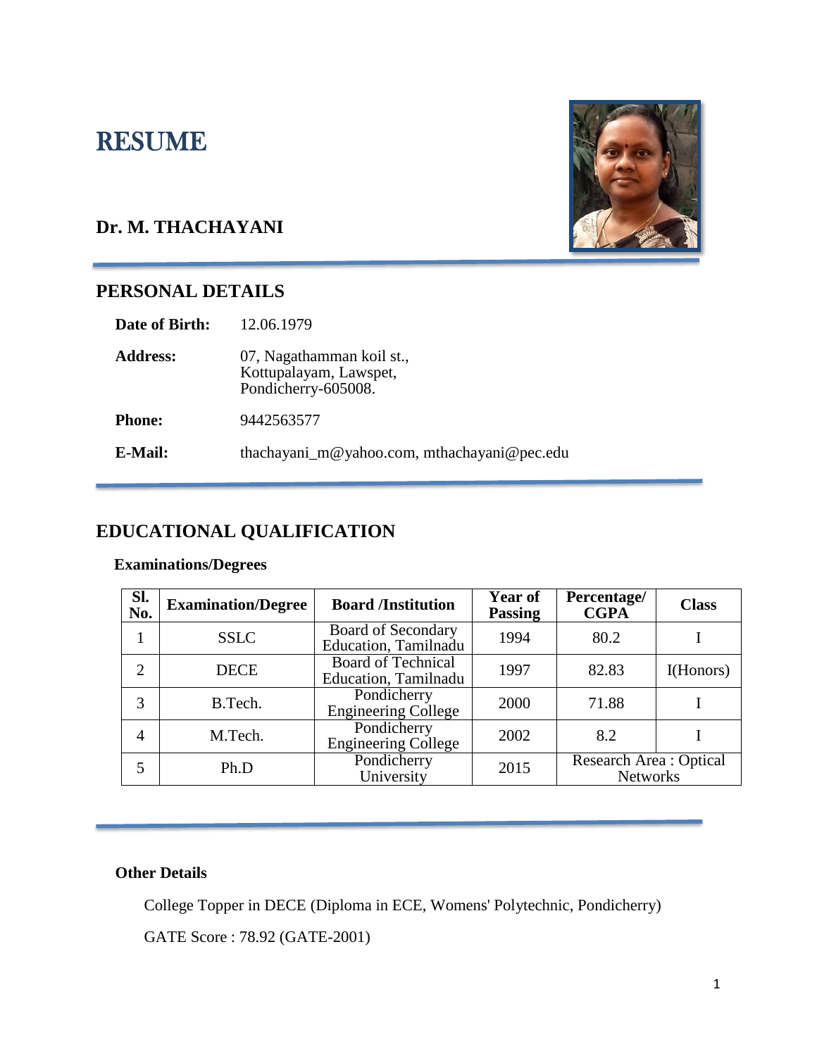# RESUME

## Dr. M. THACHAYANI

## PERSONAL DETAILS

**Date of Birth:** 12.06.1979

**Address:** 07, Nagathamman koil st.,
Kottupalayam, Lawspet,
Pondicherry-605008.

**Phone:** 9442563577

**E-Mail:** thachayani_m@yahoo.com, mthachayani@pec.edu

## EDUCATIONAL QUALIFICATION

**Examinations/Degrees**

| Sl. No. | Examination/Degree | Board /Institution | Year of Passing | Percentage/ CGPA | Class |
|---|---|---|---|---|---|
| 1 | SSLC | Board of Secondary Education, Tamilnadu | 1994 | 80.2 | I |
| 2 | DECE | Board of Technical Education, Tamilnadu | 1997 | 82.83 | I(Honors) |
| 3 | B.Tech. | Pondicherry Engineering College | 2000 | 71.88 | I |
| 4 | M.Tech. | Pondicherry Engineering College | 2002 | 8.2 | I |
| 5 | Ph.D | Pondicherry University | 2015 | Research Area : Optical Networks | |

**Other Details**

College Topper in DECE (Diploma in ECE, Womens' Polytechnic, Pondicherry)

GATE Score : 78.92 (GATE-2001)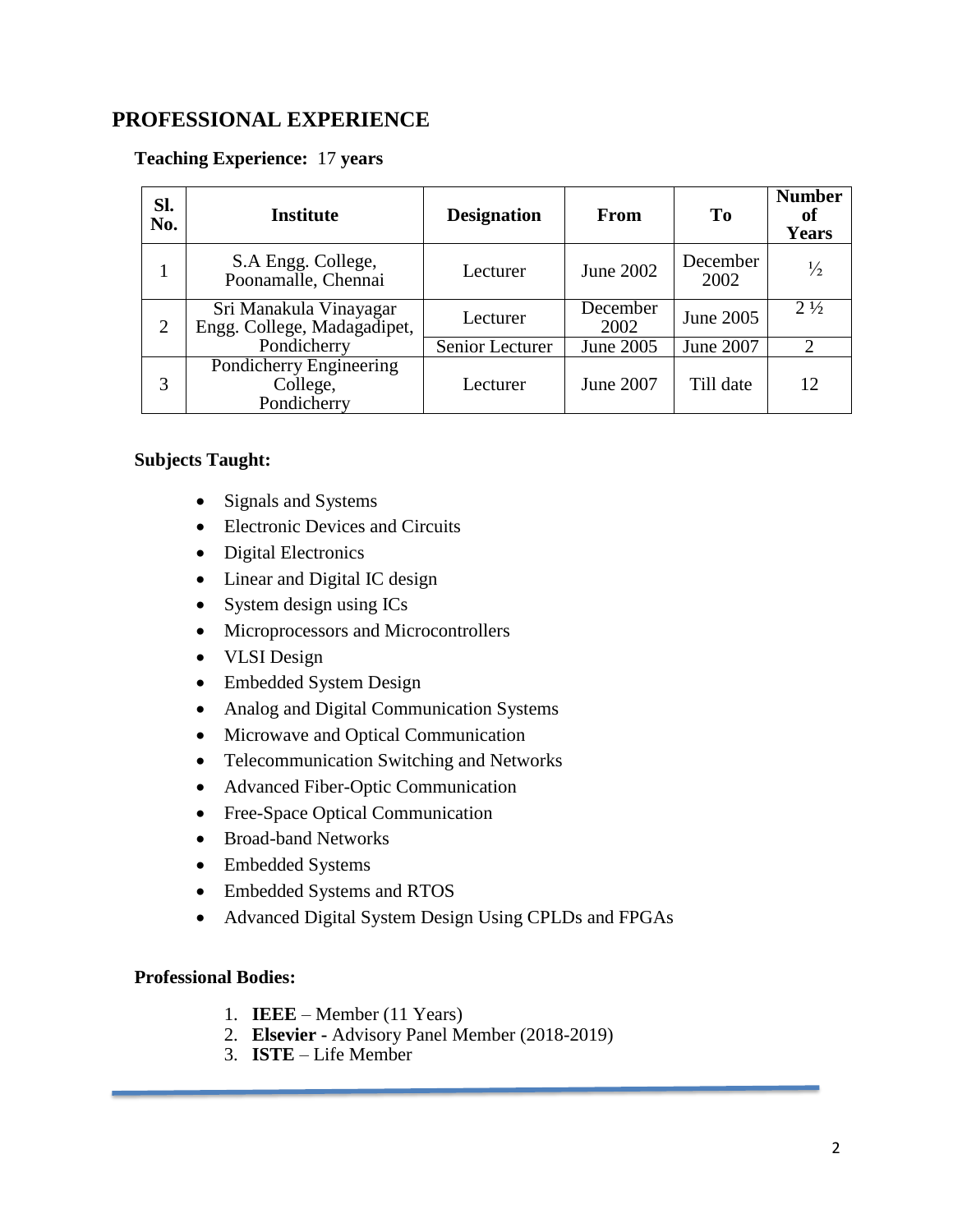## PROFESSIONAL EXPERIENCE

**Teaching Experience:** 17 **years**

| Sl. No. | Institute | Designation | From | To | Number of Years |
|---|---|---|---|---|---|
| 1 | S.A Engg. College, Poonamalle, Chennai | Lecturer | June 2002 | December 2002 | ½ |
| 2 | Sri Manakula Vinayagar Engg. College, Madagadipet, Pondicherry | Lecturer | December 2002 | June 2005 | 2 ½ |
| | | Senior Lecturer | June 2005 | June 2007 | 2 |
| 3 | Pondicherry Engineering College, Pondicherry | Lecturer | June 2007 | Till date | 12 |

**Subjects Taught:**

- Signals and Systems
- Electronic Devices and Circuits
- Digital Electronics
- Linear and Digital IC design
- System design using ICs
- Microprocessors and Microcontrollers
- VLSI Design
- Embedded System Design
- Analog and Digital Communication Systems
- Microwave and Optical Communication
- Telecommunication Switching and Networks
- Advanced Fiber-Optic Communication
- Free-Space Optical Communication
- Broad-band Networks
- Embedded Systems
- Embedded Systems and RTOS
- Advanced Digital System Design Using CPLDs and FPGAs

**Professional Bodies:**

1. **IEEE** – Member (11 Years)
2. **Elsevier** - Advisory Panel Member (2018-2019)
3. **ISTE** – Life Member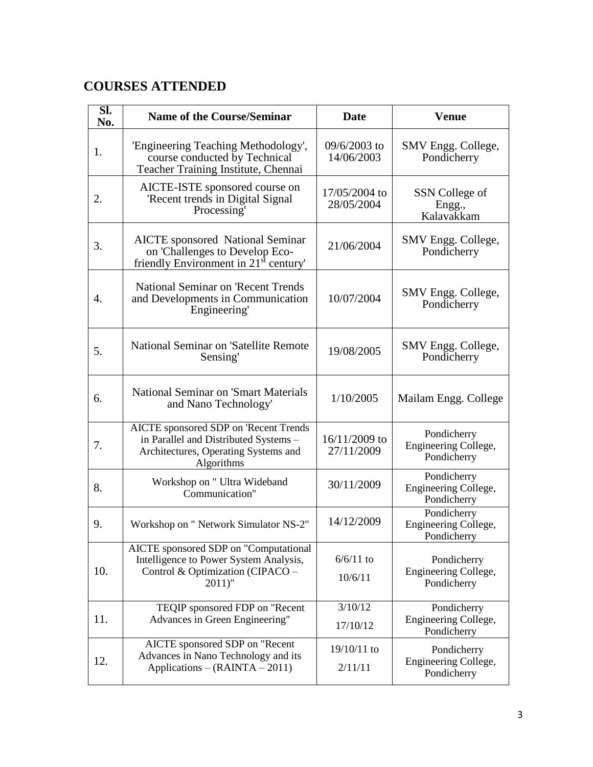## COURSES ATTENDED

| Sl. No. | Name of the Course/Seminar | Date | Venue |
|---|---|---|---|
| 1. | 'Engineering Teaching Methodology', course conducted by Technical Teacher Training Institute, Chennai | 09/6/2003 to 14/06/2003 | SMV Engg. College, Pondicherry |
| 2. | AICTE-ISTE sponsored course on 'Recent trends in Digital Signal Processing' | 17/05/2004 to 28/05/2004 | SSN College of Engg., Kalavakkam |
| 3. | AICTE sponsored National Seminar on 'Challenges to Develop Eco-friendly Environment in 21st century' | 21/06/2004 | SMV Engg. College, Pondicherry |
| 4. | National Seminar on 'Recent Trends and Developments in Communication Engineering' | 10/07/2004 | SMV Engg. College, Pondicherry |
| 5. | National Seminar on 'Satellite Remote Sensing' | 19/08/2005 | SMV Engg. College, Pondicherry |
| 6. | National Seminar on 'Smart Materials and Nano Technology' | 1/10/2005 | Mailam Engg. College |
| 7. | AICTE sponsored SDP on 'Recent Trends in Parallel and Distributed Systems – Architectures, Operating Systems and Algorithms | 16/11/2009 to 27/11/2009 | Pondicherry Engineering College, Pondicherry |
| 8. | Workshop on " Ultra Wideband Communication" | 30/11/2009 | Pondicherry Engineering College, Pondicherry |
| 9. | Workshop on " Network Simulator NS-2" | 14/12/2009 | Pondicherry Engineering College, Pondicherry |
| 10. | AICTE sponsored SDP on "Computational Intelligence to Power System Analysis, Control & Optimization (CIPACO – 2011)" | 6/6/11 to 10/6/11 | Pondicherry Engineering College, Pondicherry |
| 11. | TEQIP sponsored FDP on "Recent Advances in Green Engineering" | 3/10/12 17/10/12 | Pondicherry Engineering College, Pondicherry |
| 12. | AICTE sponsored SDP on "Recent Advances in Nano Technology and its Applications – (RAINTA – 2011) | 19/10/11 to 2/11/11 | Pondicherry Engineering College, Pondicherry |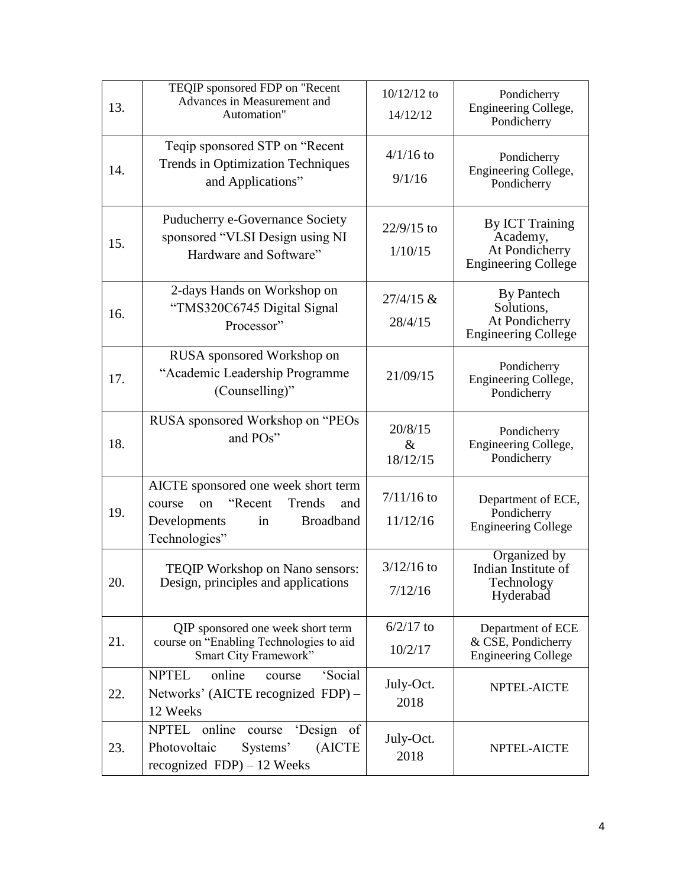| 13. | TEQIP sponsored FDP on "Recent Advances in Measurement and Automation" | 10/12/12 to 14/12/12 | Pondicherry Engineering College, Pondicherry |
|---|---|---|---|
| 14. | Teqip sponsored STP on "Recent Trends in Optimization Techniques and Applications" | 4/1/16 to 9/1/16 | Pondicherry Engineering College, Pondicherry |
| 15. | Puducherry e-Governance Society sponsored "VLSI Design using NI Hardware and Software" | 22/9/15 to 1/10/15 | By ICT Training Academy, At Pondicherry Engineering College |
| 16. | 2-days Hands on Workshop on "TMS320C6745 Digital Signal Processor" | 27/4/15 & 28/4/15 | By Pantech Solutions, At Pondicherry Engineering College |
| 17. | RUSA sponsored Workshop on "Academic Leadership Programme (Counselling)" | 21/09/15 | Pondicherry Engineering College, Pondicherry |
| 18. | RUSA sponsored Workshop on "PEOs and POs" | 20/8/15 & 18/12/15 | Pondicherry Engineering College, Pondicherry |
| 19. | AICTE sponsored one week short term course on "Recent Trends and Developments in Broadband Technologies" | 7/11/16 to 11/12/16 | Department of ECE, Pondicherry Engineering College |
| 20. | TEQIP Workshop on Nano sensors: Design, principles and applications | 3/12/16 to 7/12/16 | Organized by Indian Institute of Technology Hyderabad |
| 21. | QIP sponsored one week short term course on "Enabling Technologies to aid Smart City Framework" | 6/2/17 to 10/2/17 | Department of ECE & CSE, Pondicherry Engineering College |
| 22. | NPTEL online course 'Social Networks' (AICTE recognized FDP) – 12 Weeks | July-Oct. 2018 | NPTEL-AICTE |
| 23. | NPTEL online course 'Design of Photovoltaic Systems' (AICTE recognized FDP) – 12 Weeks | July-Oct. 2018 | NPTEL-AICTE |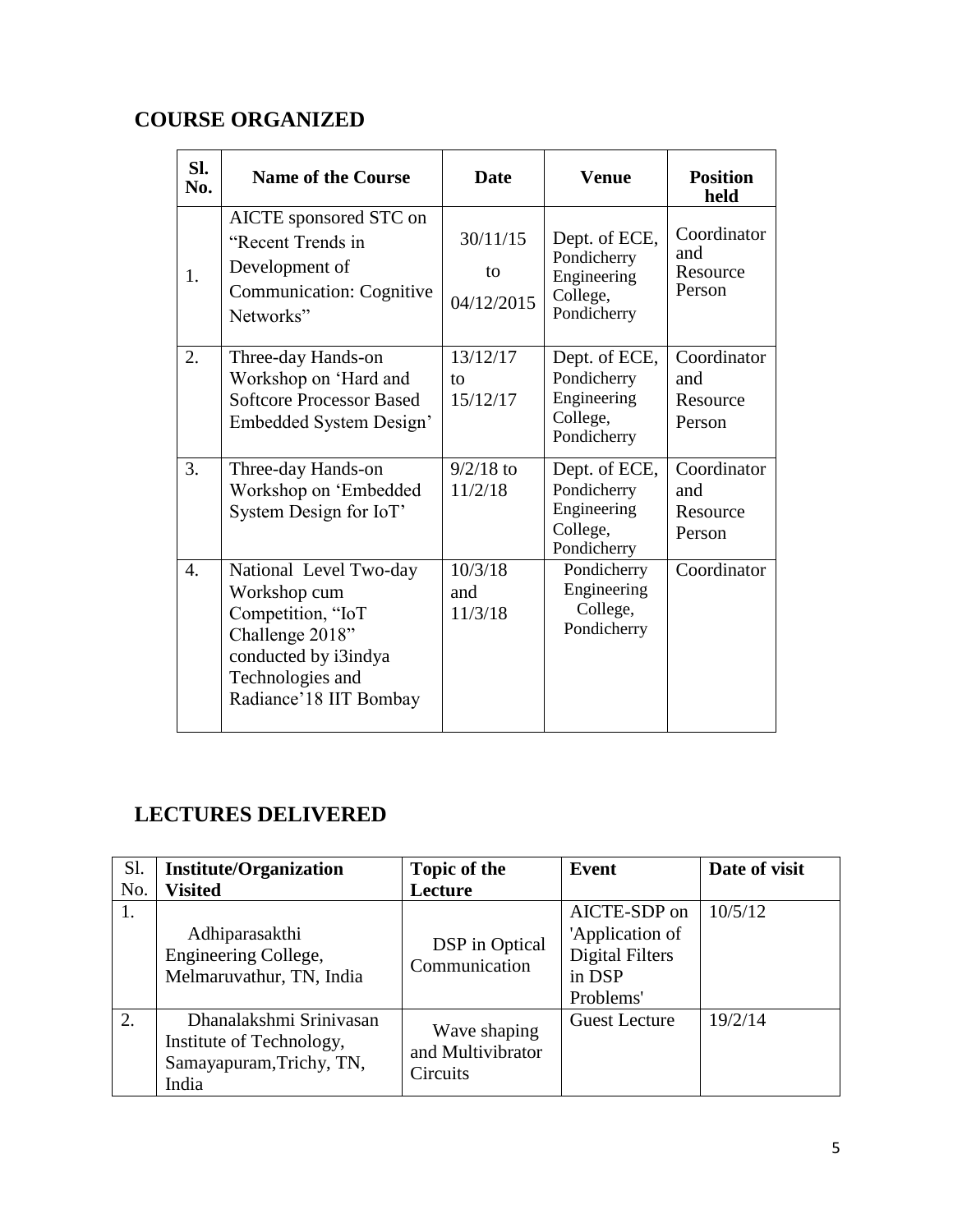## COURSE ORGANIZED

| Sl. No. | Name of the Course | Date | Venue | Position held |
|---|---|---|---|---|
| 1. | AICTE sponsored STC on "Recent Trends in Development of Communication: Cognitive Networks" | 30/11/15 to 04/12/2015 | Dept. of ECE, Pondicherry Engineering College, Pondicherry | Coordinator and Resource Person |
| 2. | Three-day Hands-on Workshop on 'Hard and Softcore Processor Based Embedded System Design' | 13/12/17 to 15/12/17 | Dept. of ECE, Pondicherry Engineering College, Pondicherry | Coordinator and Resource Person |
| 3. | Three-day Hands-on Workshop on 'Embedded System Design for IoT' | 9/2/18 to 11/2/18 | Dept. of ECE, Pondicherry Engineering College, Pondicherry | Coordinator and Resource Person |
| 4. | National Level Two-day Workshop cum Competition, "IoT Challenge 2018" conducted by i3indya Technologies and Radiance'18 IIT Bombay | 10/3/18 and 11/3/18 | Pondicherry Engineering College, Pondicherry | Coordinator |

## LECTURES DELIVERED

| Sl. No. | Institute/Organization Visited | Topic of the Lecture | Event | Date of visit |
|---|---|---|---|---|
| 1. | Adhiparasakthi Engineering College, Melmaruvathur, TN, India | DSP in Optical Communication | AICTE-SDP on 'Application of Digital Filters in DSP Problems' | 10/5/12 |
| 2. | Dhanalakshmi Srinivasan Institute of Technology, Samayapuram,Trichy, TN, India | Wave shaping and Multivibrator Circuits | Guest Lecture | 19/2/14 |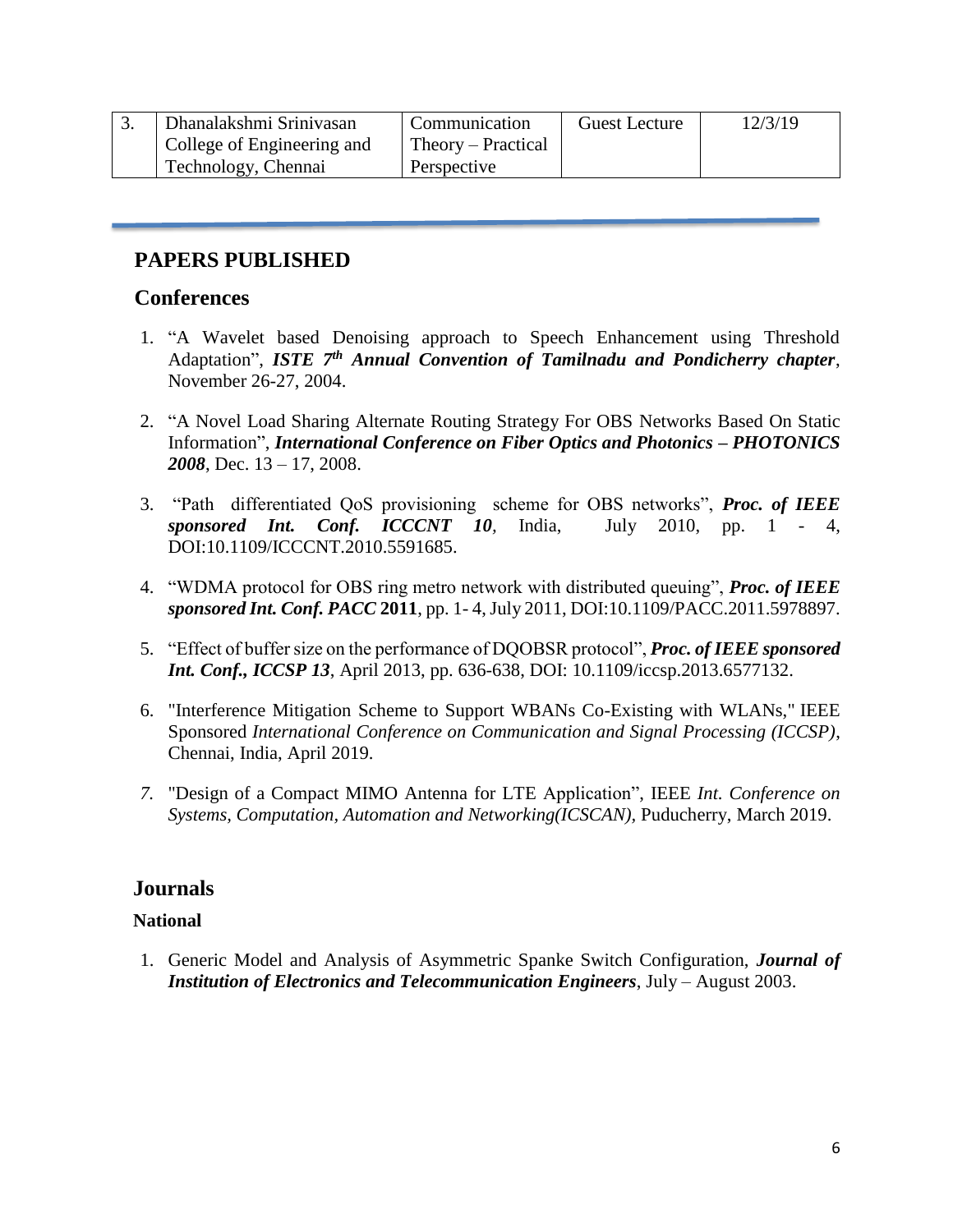| 3. | Dhanalakshmi Srinivasan College of Engineering and Technology, Chennai | Communication Theory – Practical Perspective | Guest Lecture | 12/3/19 |
|---|---|---|---|---|

## PAPERS PUBLISHED

### Conferences

1. "A Wavelet based Denoising approach to Speech Enhancement using Threshold Adaptation", ***ISTE 7th Annual Convention of Tamilnadu and Pondicherry chapter***, November 26-27, 2004.

2. "A Novel Load Sharing Alternate Routing Strategy For OBS Networks Based On Static Information", ***International Conference on Fiber Optics and Photonics – PHOTONICS 2008***, Dec. 13 – 17, 2008.

3. "Path differentiated QoS provisioning scheme for OBS networks", ***Proc. of IEEE sponsored Int. Conf. ICCCNT 10***, India, July 2010, pp. 1 - 4, DOI:10.1109/ICCCNT.2010.5591685.

4. "WDMA protocol for OBS ring metro network with distributed queuing", ***Proc. of IEEE sponsored Int. Conf. PACC* 2011**, pp. 1- 4, July 2011, DOI:10.1109/PACC.2011.5978897.

5. "Effect of buffer size on the performance of DQOBSR protocol", ***Proc. of IEEE sponsored Int. Conf., ICCSP 13***, April 2013, pp. 636-638, DOI: 10.1109/iccsp.2013.6577132.

6. "Interference Mitigation Scheme to Support WBANs Co-Existing with WLANs," IEEE Sponsored *International Conference on Communication and Signal Processing (ICCSP)*, Chennai, India, April 2019.

7. "Design of a Compact MIMO Antenna for LTE Application", IEEE *Int. Conference on Systems, Computation, Automation and Networking(ICSCAN)*, Puducherry, March 2019.

### Journals

**National**

1. Generic Model and Analysis of Asymmetric Spanke Switch Configuration, ***Journal of Institution of Electronics and Telecommunication Engineers***, July – August 2003.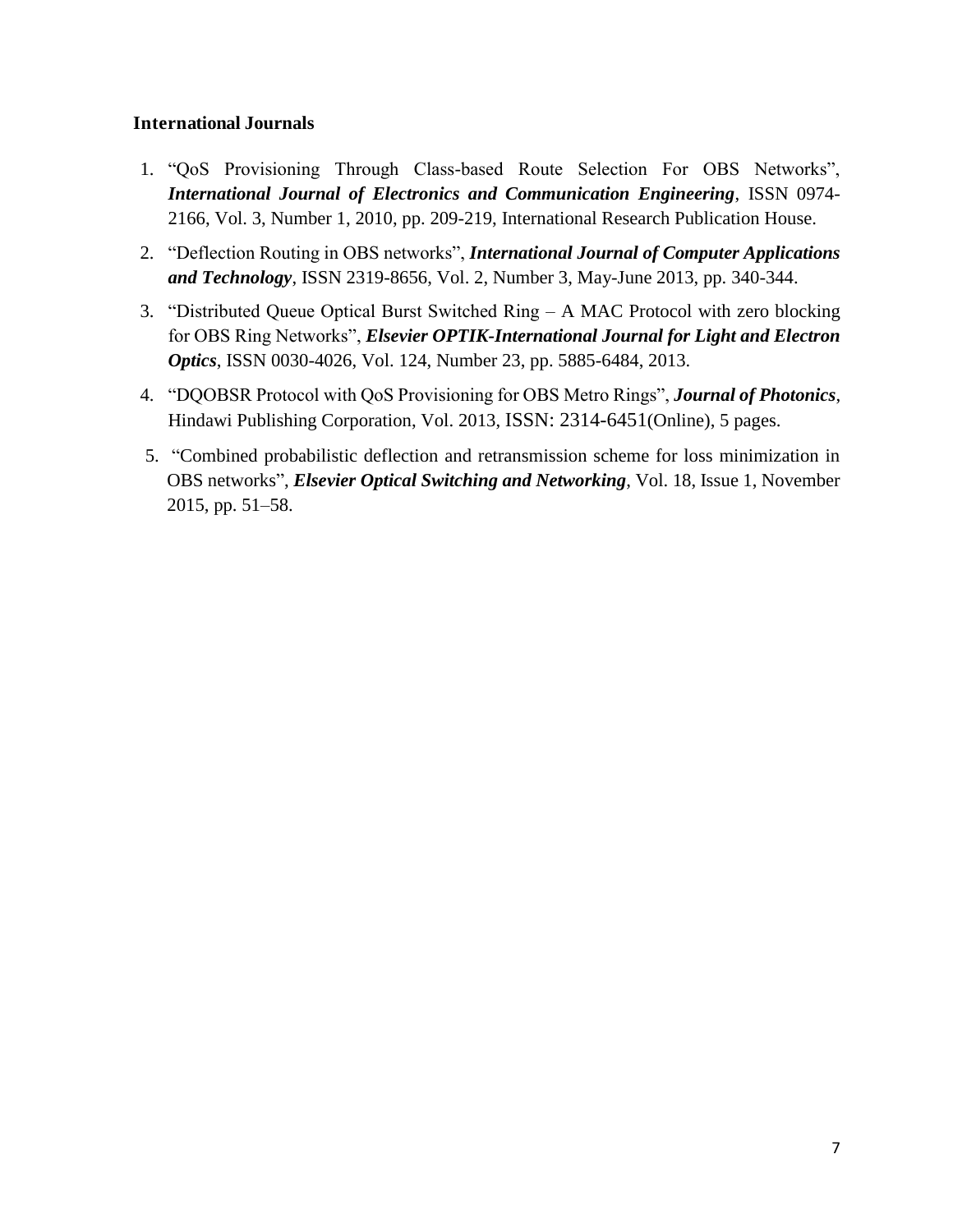**International Journals**

1. "QoS Provisioning Through Class-based Route Selection For OBS Networks", ***International Journal of Electronics and Communication Engineering***, ISSN 0974-2166, Vol. 3, Number 1, 2010, pp. 209-219, International Research Publication House.
2. "Deflection Routing in OBS networks", ***International Journal of Computer Applications and Technology***, ISSN 2319-8656, Vol. 2, Number 3, May-June 2013, pp. 340-344.
3. "Distributed Queue Optical Burst Switched Ring – A MAC Protocol with zero blocking for OBS Ring Networks", ***Elsevier OPTIK-International Journal for Light and Electron Optics***, ISSN 0030-4026, Vol. 124, Number 23, pp. 5885-6484, 2013.
4. "DQOBSR Protocol with QoS Provisioning for OBS Metro Rings", ***Journal of Photonics***, Hindawi Publishing Corporation, Vol. 2013, ISSN: 2314-6451(Online), 5 pages.
5. "Combined probabilistic deflection and retransmission scheme for loss minimization in OBS networks", ***Elsevier Optical Switching and Networking***, Vol. 18, Issue 1, November 2015, pp. 51–58.